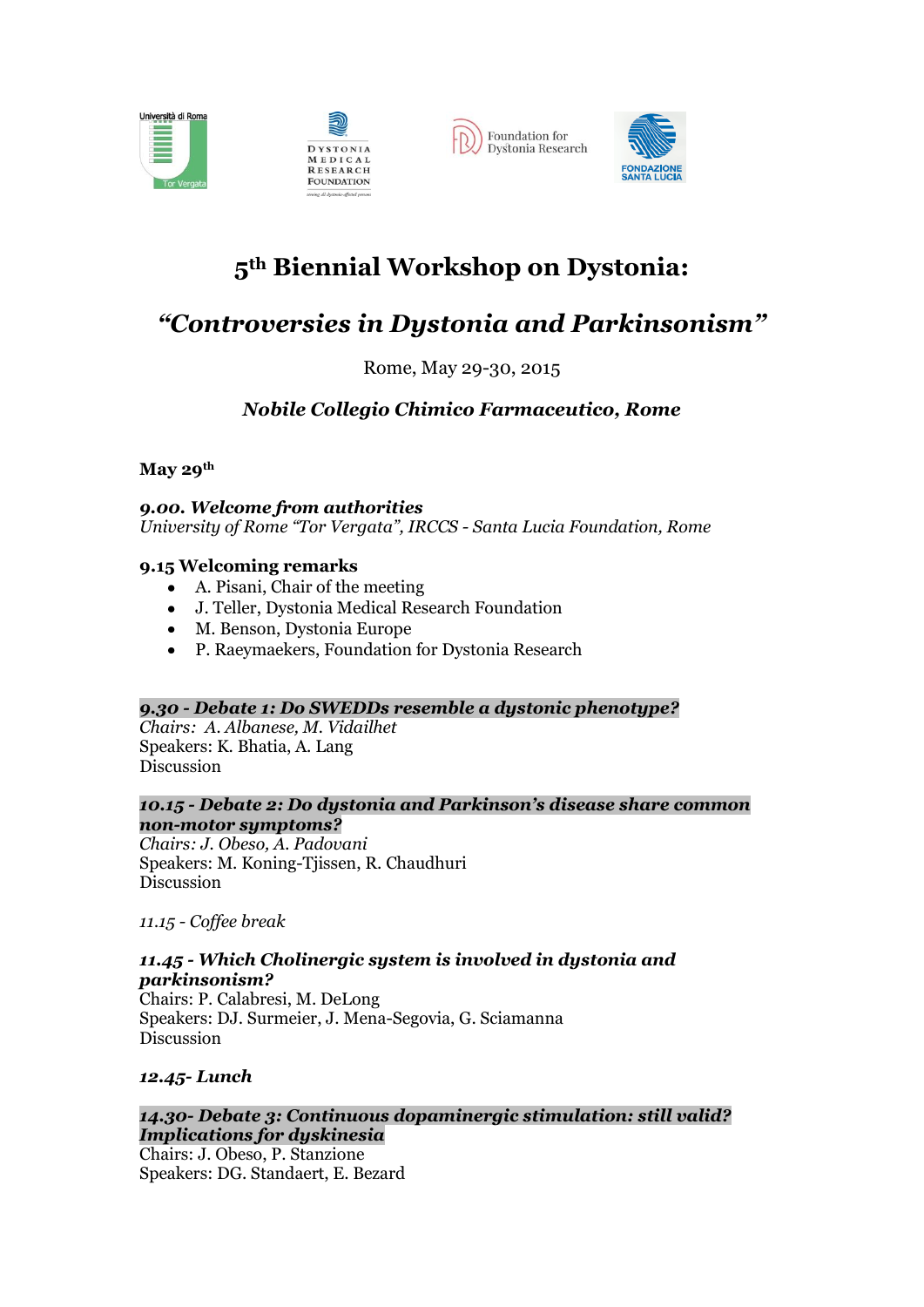# 5th Biennial Workshop on Dystonia:

## *“Controversies in Dystonia and Parkinsonism”*

Rome, May 29-30, 2015

***Nobile Collegio Chimico Farmaceutico, Rome***

**May 29th**

***9.00. Welcome from authorities***
*University of Rome “Tor Vergata”, IRCCS - Santa Lucia Foundation, Rome*

**9.15 Welcoming remarks**

- A. Pisani, Chair of the meeting
- J. Teller, Dystonia Medical Research Foundation
- M. Benson, Dystonia Europe
- P. Raeymaekers, Foundation for Dystonia Research

***9.30 - Debate 1: Do SWEDDs resemble a dystonic phenotype?***
*Chairs: A. Albanese, M. Vidailhet*
Speakers: K. Bhatia, A. Lang
Discussion

***10.15 - Debate 2: Do dystonia and Parkinson’s disease share common non-motor symptoms?***
*Chairs: J. Obeso, A. Padovani*
Speakers: M. Koning-Tjissen, R. Chaudhuri
Discussion

*11.15 - Coffee break*

***11.45 - Which Cholinergic system is involved in dystonia and parkinsonism?***
Chairs: P. Calabresi, M. DeLong
Speakers: DJ. Surmeier, J. Mena-Segovia, G. Sciamanna
Discussion

***12.45- Lunch***

***14.30- Debate 3: Continuous dopaminergic stimulation: still valid? Implications for dyskinesia***
Chairs: J. Obeso, P. Stanzione
Speakers: DG. Standaert, E. Bezard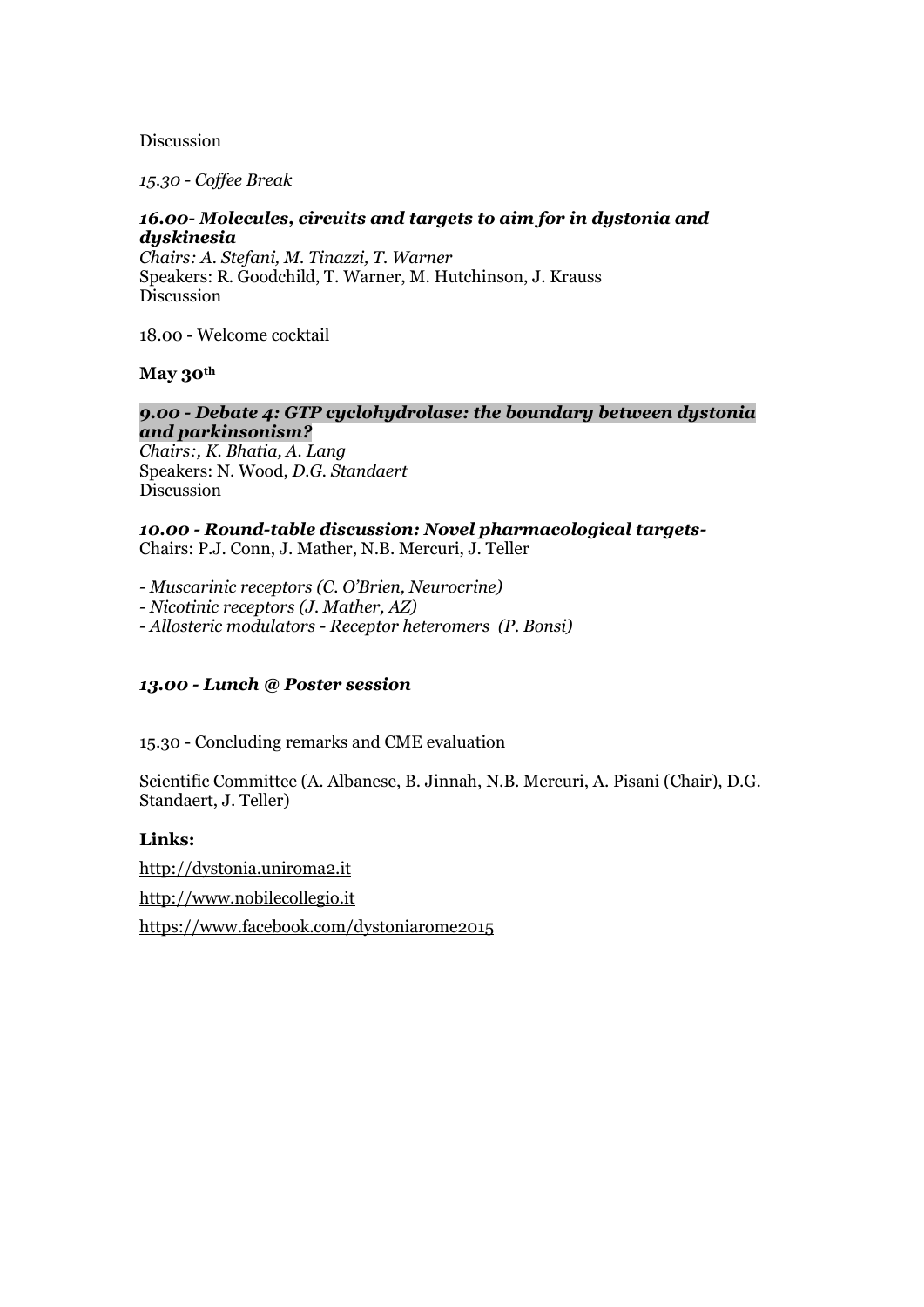Discussion

*15.30 - Coffee Break*

***16.00- Molecules, circuits and targets to aim for in dystonia and dyskinesia***
*Chairs: A. Stefani, M. Tinazzi, T. Warner*
Speakers: R. Goodchild, T. Warner, M. Hutchinson, J. Krauss
Discussion

18.00 - Welcome cocktail

**May 30th**

***9.00 - Debate 4: GTP cyclohydrolase: the boundary between dystonia and parkinsonism?***
*Chairs:, K. Bhatia, A. Lang*
Speakers: N. Wood, *D.G. Standaert*
Discussion

***10.00 - Round-table discussion: Novel pharmacological targets-***
Chairs: P.J. Conn, J. Mather, N.B. Mercuri, J. Teller

- *Muscarinic receptors (C. O'Brien, Neurocrine)*
- *Nicotinic receptors (J. Mather, AZ)*
- *Allosteric modulators - Receptor heteromers (P. Bonsi)*

***13.00 - Lunch @ Poster session***

15.30 - Concluding remarks and CME evaluation

Scientific Committee (A. Albanese, B. Jinnah, N.B. Mercuri, A. Pisani (Chair), D.G. Standaert, J. Teller)

**Links:**

http://dystonia.uniroma2.it

http://www.nobilecollegio.it

https://www.facebook.com/dystoniarome2015